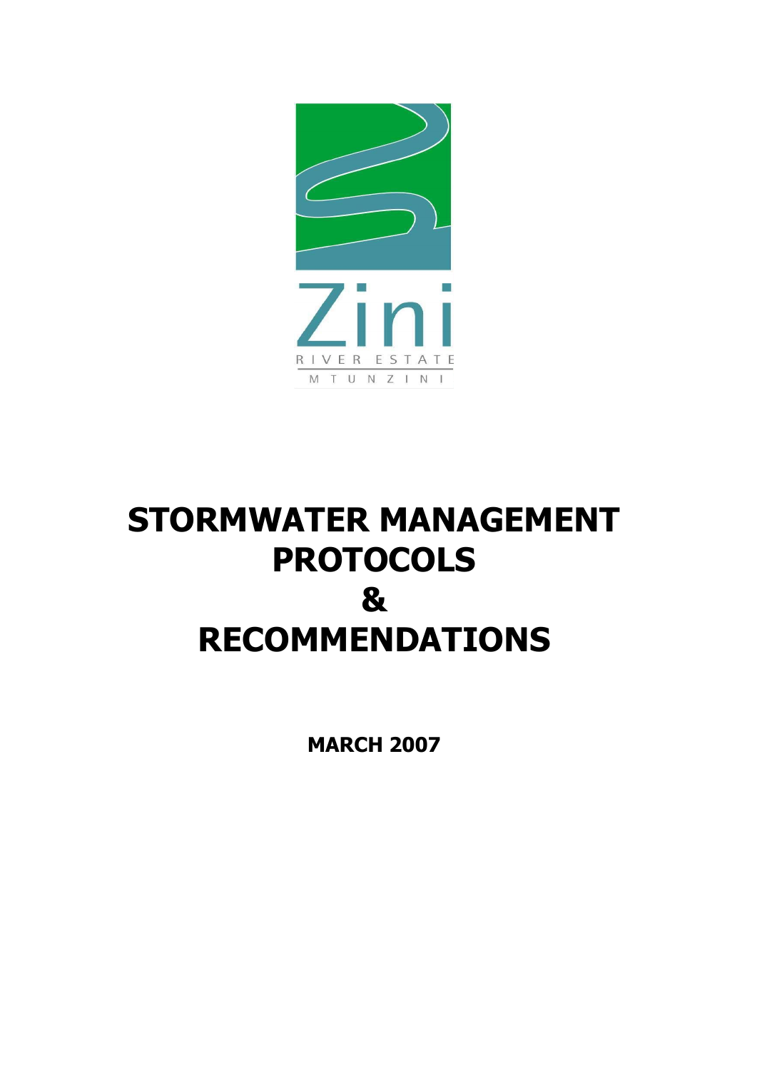Zini

RIVER ESTATE

MTUNZINI

# STORMWATER MANAGEMENT PROTOCOLS & RECOMMENDATIONS

**MARCH 2007**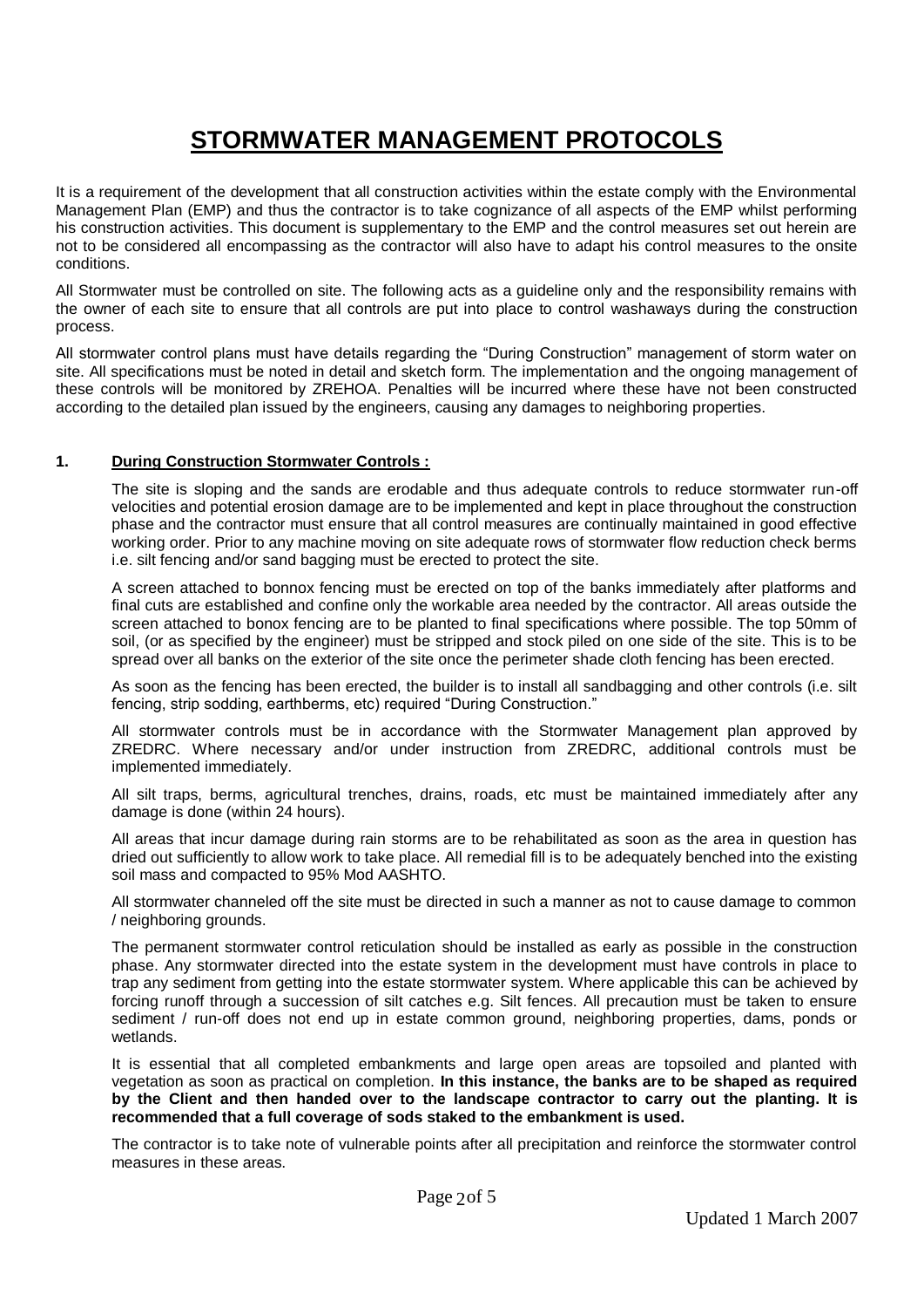# STORMWATER MANAGEMENT PROTOCOLS

It is a requirement of the development that all construction activities within the estate comply with the Environmental Management Plan (EMP) and thus the contractor is to take cognizance of all aspects of the EMP whilst performing his construction activities. This document is supplementary to the EMP and the control measures set out herein are not to be considered all encompassing as the contractor will also have to adapt his control measures to the onsite conditions.

All Stormwater must be controlled on site. The following acts as a guideline only and the responsibility remains with the owner of each site to ensure that all controls are put into place to control washaways during the construction process.

All stormwater control plans must have details regarding the "During Construction" management of storm water on site. All specifications must be noted in detail and sketch form. The implementation and the ongoing management of these controls will be monitored by ZREHOA. Penalties will be incurred where these have not been constructed according to the detailed plan issued by the engineers, causing any damages to neighboring properties.

## 1. During Construction Stormwater Controls :

The site is sloping and the sands are erodable and thus adequate controls to reduce stormwater run-off velocities and potential erosion damage are to be implemented and kept in place throughout the construction phase and the contractor must ensure that all control measures are continually maintained in good effective working order. Prior to any machine moving on site adequate rows of stormwater flow reduction check berms i.e. silt fencing and/or sand bagging must be erected to protect the site.

A screen attached to bonnox fencing must be erected on top of the banks immediately after platforms and final cuts are established and confine only the workable area needed by the contractor. All areas outside the screen attached to bonox fencing are to be planted to final specifications where possible. The top 50mm of soil, (or as specified by the engineer) must be stripped and stock piled on one side of the site. This is to be spread over all banks on the exterior of the site once the perimeter shade cloth fencing has been erected.

As soon as the fencing has been erected, the builder is to install all sandbagging and other controls (i.e. silt fencing, strip sodding, earthberms, etc) required "During Construction."

All stormwater controls must be in accordance with the Stormwater Management plan approved by ZREDRC. Where necessary and/or under instruction from ZREDRC, additional controls must be implemented immediately.

All silt traps, berms, agricultural trenches, drains, roads, etc must be maintained immediately after any damage is done (within 24 hours).

All areas that incur damage during rain storms are to be rehabilitated as soon as the area in question has dried out sufficiently to allow work to take place. All remedial fill is to be adequately benched into the existing soil mass and compacted to 95% Mod AASHTO.

All stormwater channeled off the site must be directed in such a manner as not to cause damage to common / neighboring grounds.

The permanent stormwater control reticulation should be installed as early as possible in the construction phase. Any stormwater directed into the estate system in the development must have controls in place to trap any sediment from getting into the estate stormwater system. Where applicable this can be achieved by forcing runoff through a succession of silt catches e.g. Silt fences. All precaution must be taken to ensure sediment / run-off does not end up in estate common ground, neighboring properties, dams, ponds or wetlands.

It is essential that all completed embankments and large open areas are topsoiled and planted with vegetation as soon as practical on completion. **In this instance, the banks are to be shaped as required by the Client and then handed over to the landscape contractor to carry out the planting. It is recommended that a full coverage of sods staked to the embankment is used.**

The contractor is to take note of vulnerable points after all precipitation and reinforce the stormwater control measures in these areas.

Updated 1 March 2007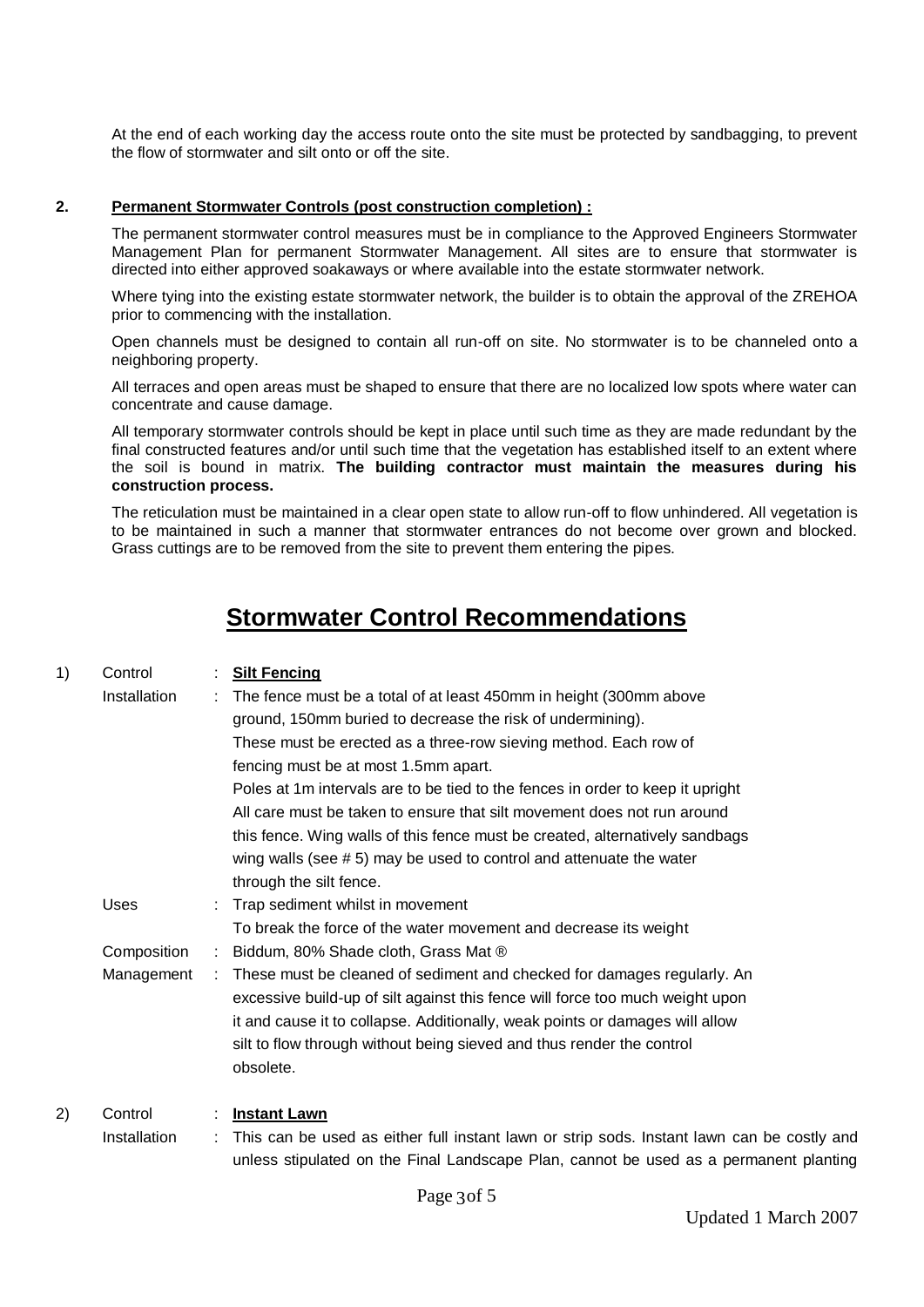At the end of each working day the access route onto the site must be protected by sandbagging, to prevent the flow of stormwater and silt onto or off the site.

**2. Permanent Stormwater Controls (post construction completion) :**

The permanent stormwater control measures must be in compliance to the Approved Engineers Stormwater Management Plan for permanent Stormwater Management. All sites are to ensure that stormwater is directed into either approved soakaways or where available into the estate stormwater network.

Where tying into the existing estate stormwater network, the builder is to obtain the approval of the ZREHOA prior to commencing with the installation.

Open channels must be designed to contain all run-off on site. No stormwater is to be channeled onto a neighboring property.

All terraces and open areas must be shaped to ensure that there are no localized low spots where water can concentrate and cause damage.

All temporary stormwater controls should be kept in place until such time as they are made redundant by the final constructed features and/or until such time that the vegetation has established itself to an extent where the soil is bound in matrix. **The building contractor must maintain the measures during his construction process.**

The reticulation must be maintained in a clear open state to allow run-off to flow unhindered. All vegetation is to be maintained in such a manner that stormwater entrances do not become over grown and blocked. Grass cuttings are to be removed from the site to prevent them entering the pipes.

# Stormwater Control Recommendations

1) Control : **Silt Fencing**

Installation : The fence must be a total of at least 450mm in height (300mm above ground, 150mm buried to decrease the risk of undermining).
These must be erected as a three-row sieving method. Each row of fencing must be at most 1.5mm apart.
Poles at 1m intervals are to be tied to the fences in order to keep it upright
All care must be taken to ensure that silt movement does not run around this fence. Wing walls of this fence must be created, alternatively sandbags wing walls (see # 5) may be used to control and attenuate the water through the silt fence.

Uses : Trap sediment whilst in movement
To break the force of the water movement and decrease its weight

Composition : Biddum, 80% Shade cloth, Grass Mat ®

Management : These must be cleaned of sediment and checked for damages regularly. An excessive build-up of silt against this fence will force too much weight upon it and cause it to collapse. Additionally, weak points or damages will allow silt to flow through without being sieved and thus render the control obsolete.

2) Control : **Instant Lawn**

Installation : This can be used as either full instant lawn or strip sods. Instant lawn can be costly and unless stipulated on the Final Landscape Plan, cannot be used as a permanent planting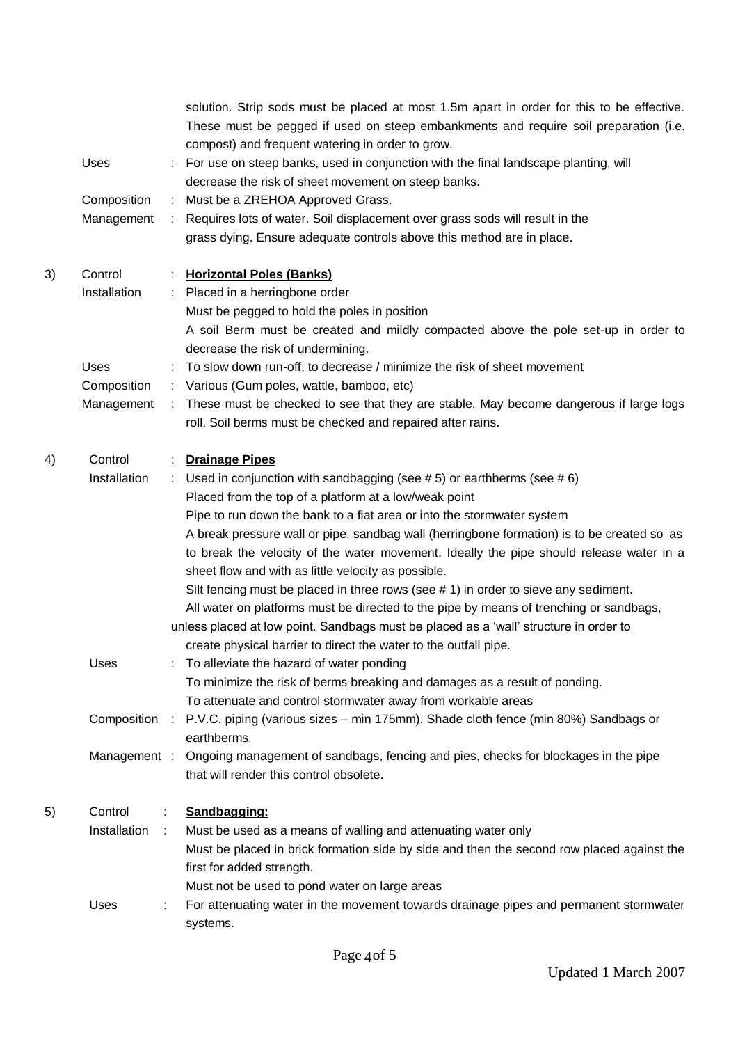solution. Strip sods must be placed at most 1.5m apart in order for this to be effective. These must be pegged if used on steep embankments and require soil preparation (i.e. compost) and frequent watering in order to grow.

Uses : For use on steep banks, used in conjunction with the final landscape planting, will decrease the risk of sheet movement on steep banks.

Composition : Must be a ZREHOA Approved Grass.

Management : Requires lots of water. Soil displacement over grass sods will result in the grass dying. Ensure adequate controls above this method are in place.

3) Control : **Horizontal Poles (Banks)**

Installation : Placed in a herringbone order
Must be pegged to hold the poles in position
A soil Berm must be created and mildly compacted above the pole set-up in order to decrease the risk of undermining.

Uses : To slow down run-off, to decrease / minimize the risk of sheet movement

Composition : Various (Gum poles, wattle, bamboo, etc)

Management : These must be checked to see that they are stable. May become dangerous if large logs roll. Soil berms must be checked and repaired after rains.

4) Control : **Drainage Pipes**

Installation : Used in conjunction with sandbagging (see # 5) or earthberms (see # 6)
Placed from the top of a platform at a low/weak point
Pipe to run down the bank to a flat area or into the stormwater system
A break pressure wall or pipe, sandbag wall (herringbone formation) is to be created so as to break the velocity of the water movement. Ideally the pipe should release water in a sheet flow and with as little velocity as possible.
Silt fencing must be placed in three rows (see # 1) in order to sieve any sediment.
All water on platforms must be directed to the pipe by means of trenching or sandbags, unless placed at low point. Sandbags must be placed as a 'wall' structure in order to create physical barrier to direct the water to the outfall pipe.

Uses : To alleviate the hazard of water ponding
To minimize the risk of berms breaking and damages as a result of ponding.
To attenuate and control stormwater away from workable areas

Composition : P.V.C. piping (various sizes – min 175mm). Shade cloth fence (min 80%) Sandbags or earthberms.

Management : Ongoing management of sandbags, fencing and pies, checks for blockages in the pipe that will render this control obsolete.

5) Control : **Sandbagging:**

Installation : Must be used as a means of walling and attenuating water only
Must be placed in brick formation side by side and then the second row placed against the first for added strength.
Must not be used to pond water on large areas

Uses : For attenuating water in the movement towards drainage pipes and permanent stormwater systems.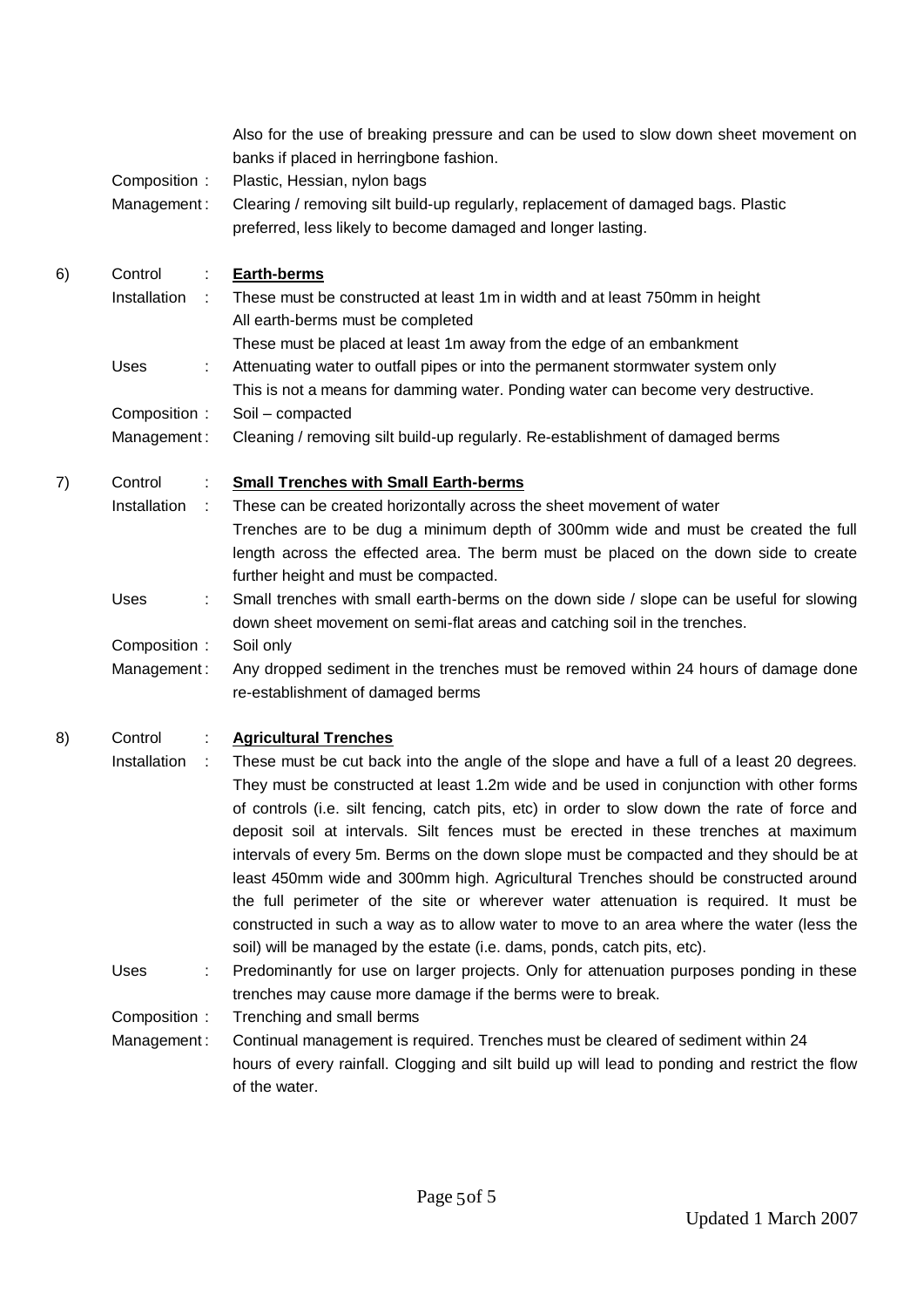Also for the use of breaking pressure and can be used to slow down sheet movement on banks if placed in herringbone fashion.

Composition : Plastic, Hessian, nylon bags

Management : Clearing / removing silt build-up regularly, replacement of damaged bags. Plastic preferred, less likely to become damaged and longer lasting.

6) Control : **Earth-berms**

Installation : These must be constructed at least 1m in width and at least 750mm in height
All earth-berms must be completed
These must be placed at least 1m away from the edge of an embankment

Uses : Attenuating water to outfall pipes or into the permanent stormwater system only
This is not a means for damming water. Ponding water can become very destructive.

Composition : Soil – compacted

Management : Cleaning / removing silt build-up regularly. Re-establishment of damaged berms

7) Control : **Small Trenches with Small Earth-berms**

Installation : These can be created horizontally across the sheet movement of water
Trenches are to be dug a minimum depth of 300mm wide and must be created the full length across the effected area. The berm must be placed on the down side to create further height and must be compacted.

Uses : Small trenches with small earth-berms on the down side / slope can be useful for slowing down sheet movement on semi-flat areas and catching soil in the trenches.

Composition : Soil only

Management : Any dropped sediment in the trenches must be removed within 24 hours of damage done re-establishment of damaged berms

8) Control : **Agricultural Trenches**

Installation : These must be cut back into the angle of the slope and have a full of a least 20 degrees. They must be constructed at least 1.2m wide and be used in conjunction with other forms of controls (i.e. silt fencing, catch pits, etc) in order to slow down the rate of force and deposit soil at intervals. Silt fences must be erected in these trenches at maximum intervals of every 5m. Berms on the down slope must be compacted and they should be at least 450mm wide and 300mm high. Agricultural Trenches should be constructed around the full perimeter of the site or wherever water attenuation is required. It must be constructed in such a way as to allow water to move to an area where the water (less the soil) will be managed by the estate (i.e. dams, ponds, catch pits, etc).

Uses : Predominantly for use on larger projects. Only for attenuation purposes ponding in these trenches may cause more damage if the berms were to break.

Composition : Trenching and small berms

Management : Continual management is required. Trenches must be cleared of sediment within 24 hours of every rainfall. Clogging and silt build up will lead to ponding and restrict the flow of the water.

Updated 1 March 2007